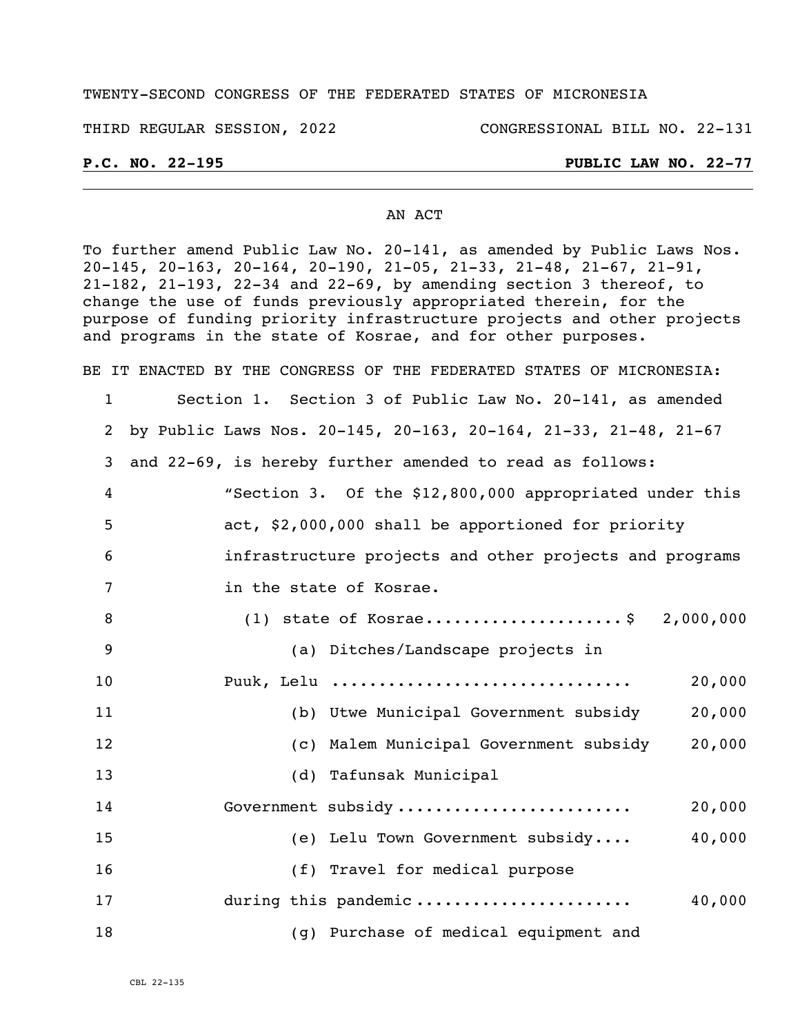TWENTY-SECOND CONGRESS OF THE FEDERATED STATES OF MICRONESIA

THIRD REGULAR SESSION, 2022 CONGRESSIONAL BILL NO. 22-131

**P.C. NO. 22-195 PUBLIC LAW NO. 22-77**

AN ACT

To further amend Public Law No. 20-141, as amended by Public Laws Nos. 20-145, 20-163, 20-164, 20-190, 21-05, 21-33, 21-48, 21-67, 21-91, 21-182, 21-193, 22-34 and 22-69, by amending section 3 thereof, to change the use of funds previously appropriated therein, for the purpose of funding priority infrastructure projects and other projects and programs in the state of Kosrae, and for other purposes.

BE IT ENACTED BY THE CONGRESS OF THE FEDERATED STATES OF MICRONESIA:

1 Section 1. Section 3 of Public Law No. 20-141, as amended
2 by Public Laws Nos. 20-145, 20-163, 20-164, 21-33, 21-48, 21-67
3 and 22-69, is hereby further amended to read as follows:
4 "Section 3. Of the $12,800,000 appropriated under this
5 act, $2,000,000 shall be apportioned for priority
6 infrastructure projects and other projects and programs
7 in the state of Kosrae.
8 (1) state of Kosrae.....................$ 2,000,000
9 (a) Ditches/Landscape projects in
10 Puuk, Lelu ............................... 20,000
11 (b) Utwe Municipal Government subsidy 20,000
12 (c) Malem Municipal Government subsidy 20,000
13 (d) Tafunsak Municipal
14 Government subsidy ........................ 20,000
15 (e) Lelu Town Government subsidy.... 40,000
16 (f) Travel for medical purpose
17 during this pandemic ...................... 40,000
18 (g) Purchase of medical equipment and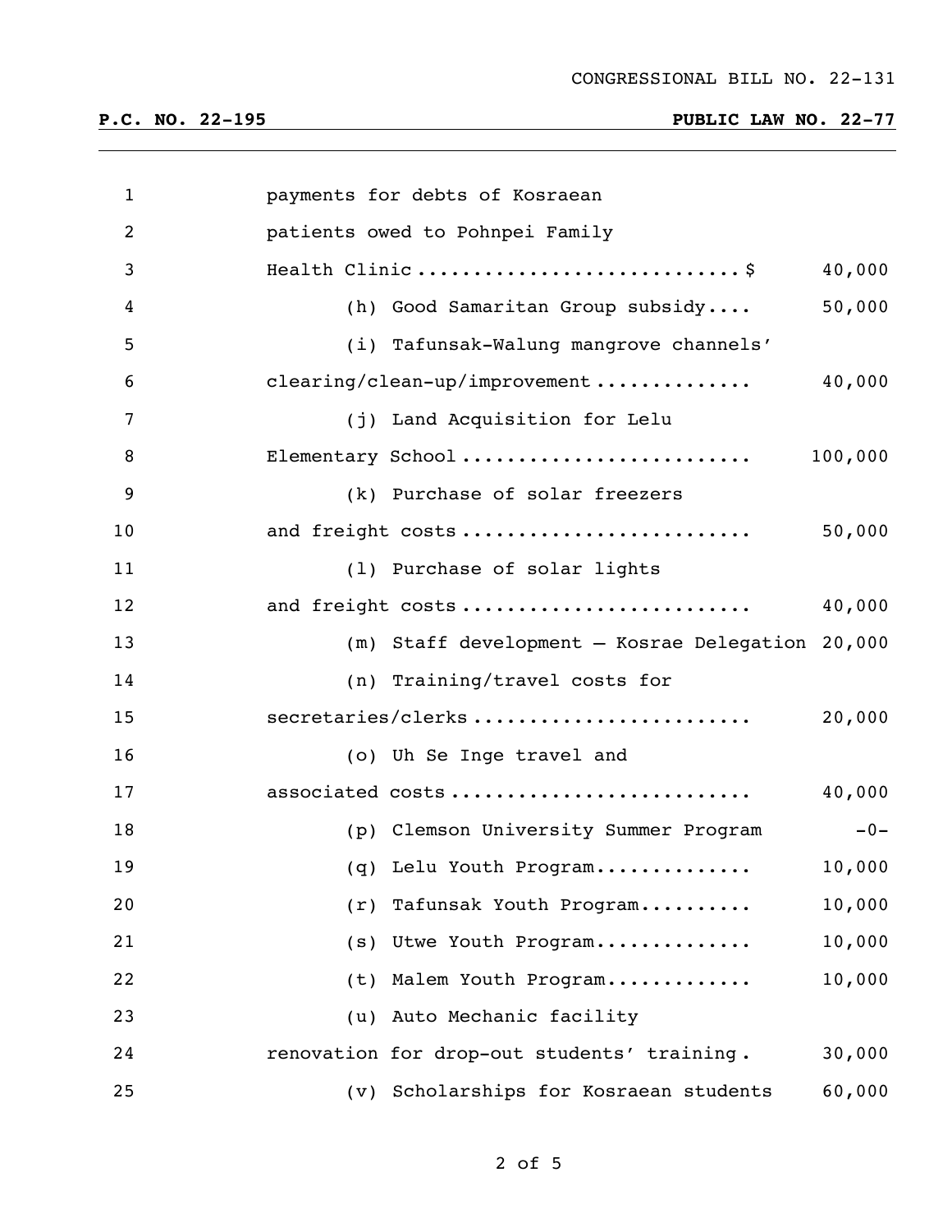payments for debts of Kosraean patients owed to Pohnpei Family Health Clinic ............................ $ 40,000

(h) Good Samaritan Group subsidy.... 50,000

(i) Tafunsak-Walung mangrove channels' clearing/clean-up/improvement ............. 40,000

(j) Land Acquisition for Lelu Elementary School ......................... 100,000

(k) Purchase of solar freezers and freight costs ......................... 50,000

(l) Purchase of solar lights and freight costs ......................... 40,000

(m) Staff development – Kosrae Delegation 20,000

(n) Training/travel costs for secretaries/clerks ........................ 20,000

(o) Uh Se Inge travel and associated costs .......................... 40,000

(p) Clemson University Summer Program -0-

(q) Lelu Youth Program............. 10,000

(r) Tafunsak Youth Program.......... 10,000

(s) Utwe Youth Program............. 10,000

(t) Malem Youth Program............ 10,000

(u) Auto Mechanic facility renovation for drop-out students' training. 30,000

(v) Scholarships for Kosraean students 60,000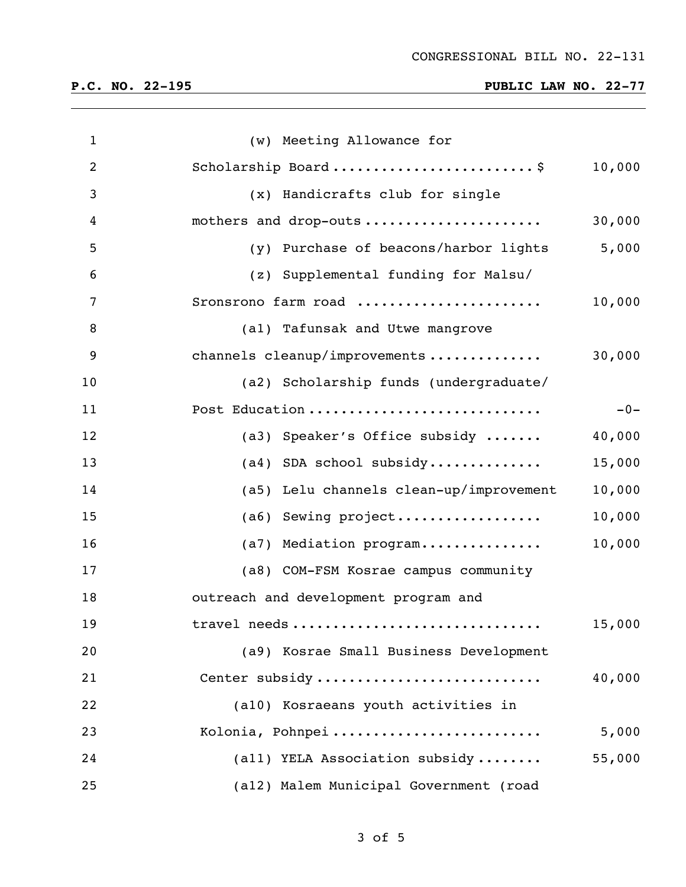| | |
|---|---:|
| (w) Meeting Allowance for Scholarship Board ......................... | $ 10,000 |
| (x) Handicrafts club for single mothers and drop-outs ...................... | 30,000 |
| (y) Purchase of beacons/harbor lights | 5,000 |
| (z) Supplemental funding for Malsu/ Sronsrono farm road ...................... | 10,000 |
| (a1) Tafunsak and Utwe mangrove channels cleanup/improvements ............. | 30,000 |
| (a2) Scholarship funds (undergraduate/ Post Education ............................ | -0- |
| (a3) Speaker's Office subsidy ....... | 40,000 |
| (a4) SDA school subsidy.............. | 15,000 |
| (a5) Lelu channels clean-up/improvement | 10,000 |
| (a6) Sewing project.................. | 10,000 |
| (a7) Mediation program............... | 10,000 |
| (a8) COM-FSM Kosrae campus community outreach and development program and travel needs .............................. | 15,000 |
| (a9) Kosrae Small Business Development Center subsidy ........................... | 40,000 |
| (a10) Kosraeans youth activities in Kolonia, Pohnpei ......................... | 5,000 |
| (a11) YELA Association subsidy ........ | 55,000 |
| (a12) Malem Municipal Government (road | |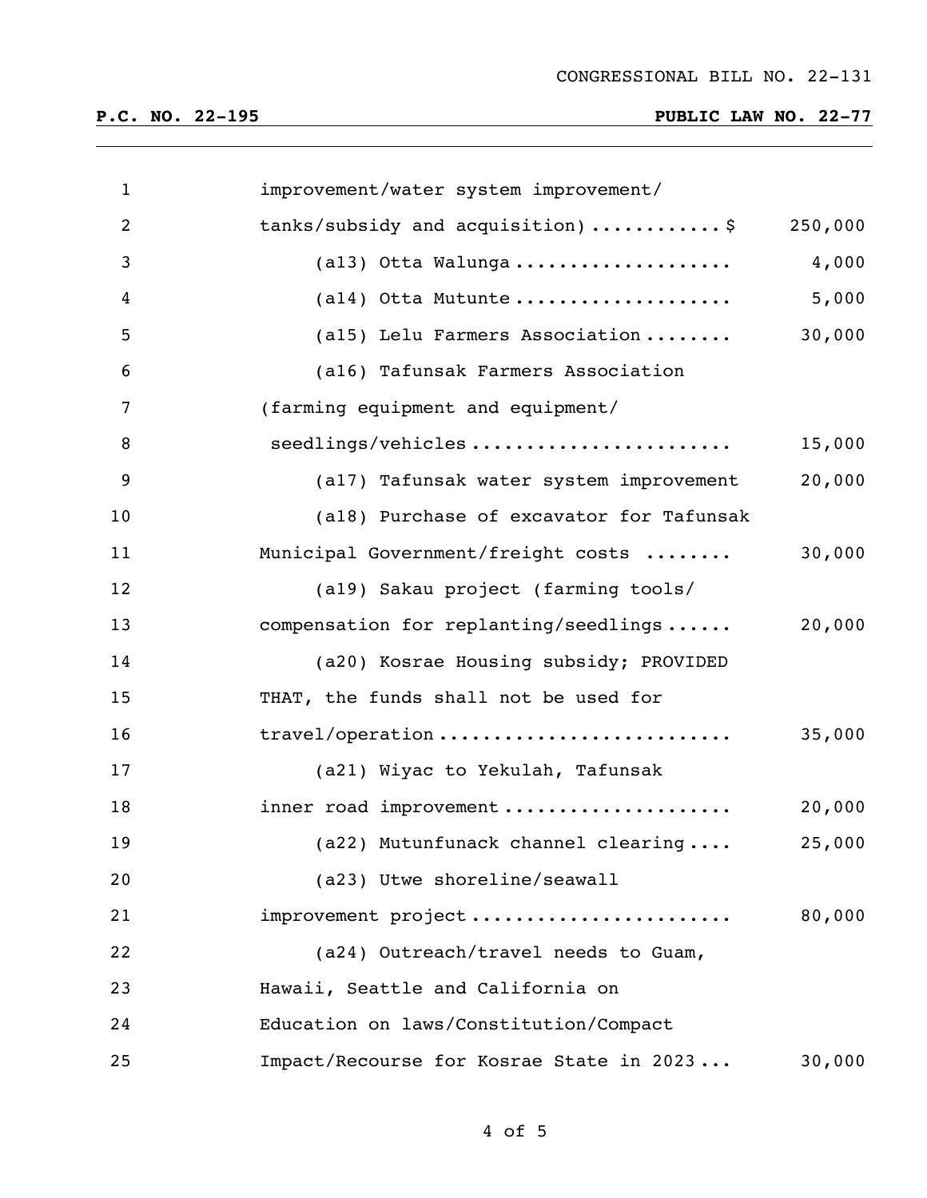CONGRESSIONAL BILL NO. 22-131

**P.C. NO. 22-195** **PUBLIC LAW NO. 22-77**

improvement/water system improvement/
tanks/subsidy and acquisition)............$ 250,000

(a13) Otta Walunga.................... 4,000

(a14) Otta Mutunte.................... 5,000

(a15) Lelu Farmers Association........ 30,000

(a16) Tafunsak Farmers Association
(farming equipment and equipment/
seedlings/vehicles....................... 15,000

(a17) Tafunsak water system improvement 20,000

(a18) Purchase of excavator for Tafunsak
Municipal Government/freight costs ........ 30,000

(a19) Sakau project (farming tools/
compensation for replanting/seedlings...... 20,000

(a20) Kosrae Housing subsidy; PROVIDED
THAT, the funds shall not be used for
travel/operation.......................... 35,000

(a21) Wiyac to Yekulah, Tafunsak
inner road improvement.................... 20,000

(a22) Mutunfunack channel clearing.... 25,000

(a23) Utwe shoreline/seawall
improvement project....................... 80,000

(a24) Outreach/travel needs to Guam,
Hawaii, Seattle and California on
Education on laws/Constitution/Compact
Impact/Recourse for Kosrae State in 2023... 30,000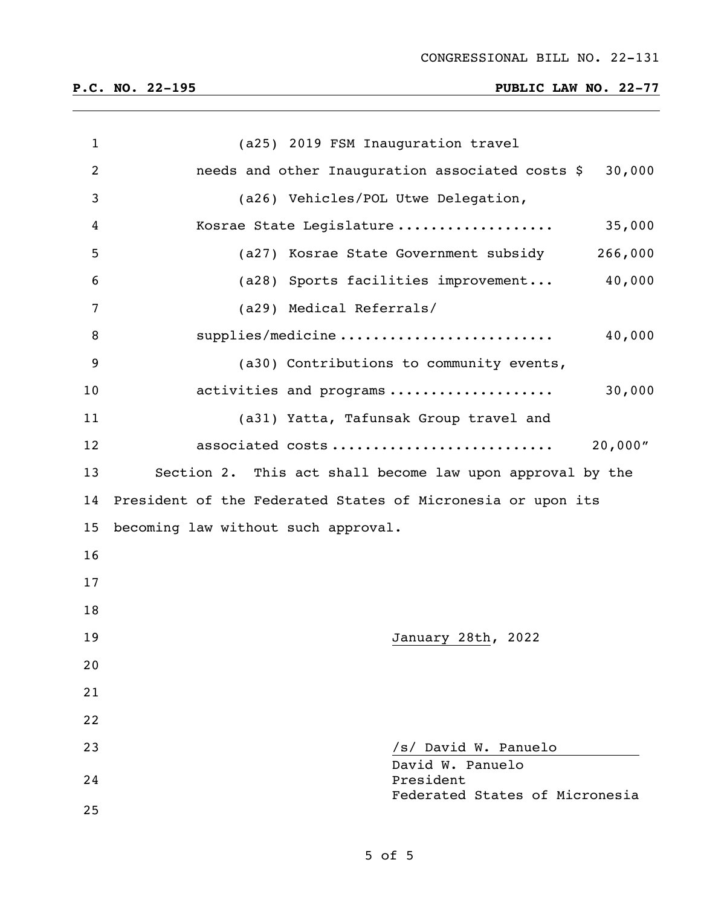CONGRESSIONAL BILL NO. 22-131

**P.C. NO. 22-195** **PUBLIC LAW NO. 22-77**

(a25) 2019 FSM Inauguration travel needs and other Inauguration associated costs $ 30,000

(a26) Vehicles/POL Utwe Delegation, Kosrae State Legislature .................. 35,000

(a27) Kosrae State Government subsidy 266,000

(a28) Sports facilities improvement... 40,000

(a29) Medical Referrals/ supplies/medicine ......................... 40,000

(a30) Contributions to community events, activities and programs .................. 30,000

(a31) Yatta, Tafunsak Group travel and associated costs .......................... 20,000"

Section 2. This act shall become law upon approval by the President of the Federated States of Micronesia or upon its becoming law without such approval.

January 28th, 2022

/s/ David W. Panuelo
David W. Panuelo
President
Federated States of Micronesia